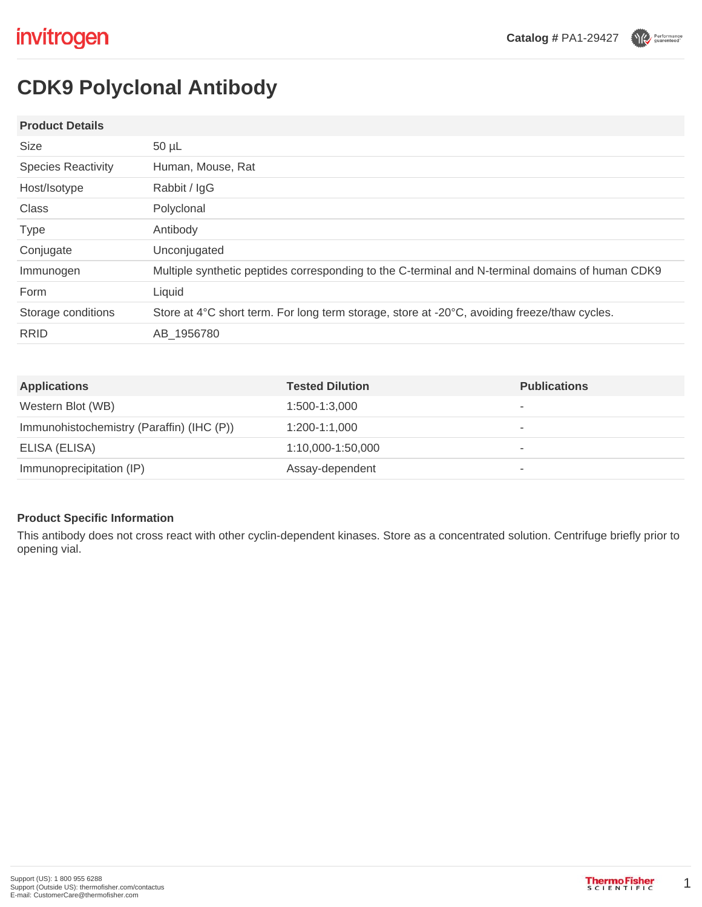invitrogen

**Catalog #** PA1-29427

# CDK9 Polyclonal Antibody

| Product Details | |
|---|---|
| Size | 50 µL |
| Species Reactivity | Human, Mouse, Rat |
| Host/Isotype | Rabbit / IgG |
| Class | Polyclonal |
| Type | Antibody |
| Conjugate | Unconjugated |
| Immunogen | Multiple synthetic peptides corresponding to the C-terminal and N-terminal domains of human CDK9 |
| Form | Liquid |
| Storage conditions | Store at 4°C short term. For long term storage, store at -20°C, avoiding freeze/thaw cycles. |
| RRID | AB_1956780 |

| Applications | Tested Dilution | Publications |
|---|---|---|
| Western Blot (WB) | 1:500-1:3,000 | - |
| Immunohistochemistry (Paraffin) (IHC (P)) | 1:200-1:1,000 | - |
| ELISA (ELISA) | 1:10,000-1:50,000 | - |
| Immunoprecipitation (IP) | Assay-dependent | - |

### Product Specific Information

This antibody does not cross react with other cyclin-dependent kinases. Store as a concentrated solution. Centrifuge briefly prior to opening vial.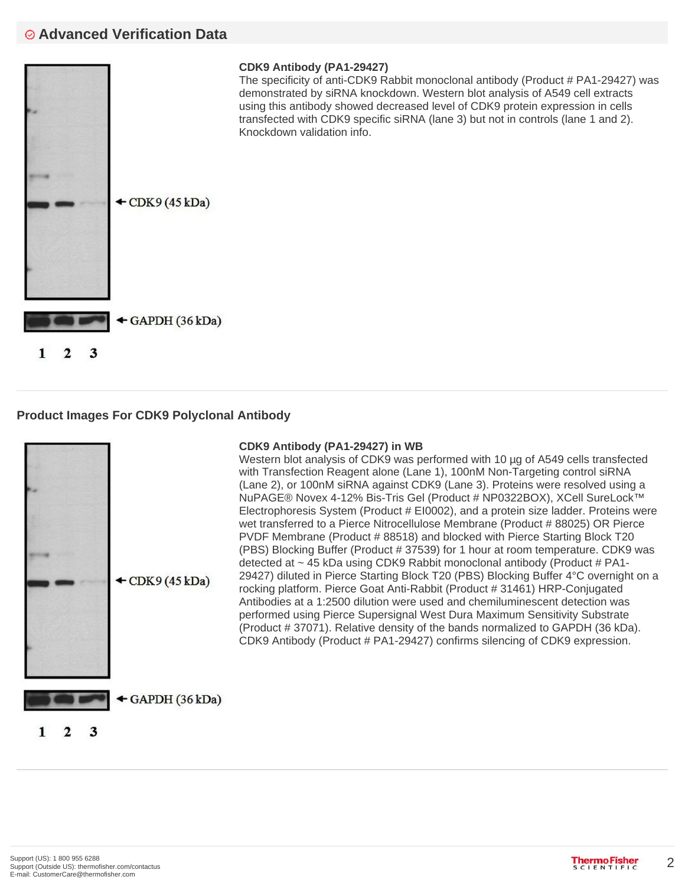## Advanced Verification Data

### CDK9 Antibody (PA1-29427)

The specificity of anti-CDK9 Rabbit monoclonal antibody (Product # PA1-29427) was demonstrated by siRNA knockdown. Western blot analysis of A549 cell extracts using this antibody showed decreased level of CDK9 protein expression in cells transfected with CDK9 specific siRNA (lane 3) but not in controls (lane 1 and 2). Knockdown validation info.

## Product Images For CDK9 Polyclonal Antibody

### CDK9 Antibody (PA1-29427) in WB

Western blot analysis of CDK9 was performed with 10 µg of A549 cells transfected with Transfection Reagent alone (Lane 1), 100nM Non-Targeting control siRNA (Lane 2), or 100nM siRNA against CDK9 (Lane 3). Proteins were resolved using a NuPAGE® Novex 4-12% Bis-Tris Gel (Product # NP0322BOX), XCell SureLock™ Electrophoresis System (Product # EI0002), and a protein size ladder. Proteins were wet transferred to a Pierce Nitrocellulose Membrane (Product # 88025) OR Pierce PVDF Membrane (Product # 88518) and blocked with Pierce Starting Block T20 (PBS) Blocking Buffer (Product # 37539) for 1 hour at room temperature. CDK9 was detected at ~ 45 kDa using CDK9 Rabbit monoclonal antibody (Product # PA1-29427) diluted in Pierce Starting Block T20 (PBS) Blocking Buffer 4°C overnight on a rocking platform. Pierce Goat Anti-Rabbit (Product # 31461) HRP-Conjugated Antibodies at a 1:2500 dilution were used and chemiluminescent detection was performed using Pierce Supersignal West Dura Maximum Sensitivity Substrate (Product # 37071). Relative density of the bands normalized to GAPDH (36 kDa). CDK9 Antibody (Product # PA1-29427) confirms silencing of CDK9 expression.

Support (US): 1 800 955 6288
Support (Outside US): thermofisher.com/contactus
E-mail: CustomerCare@thermofisher.com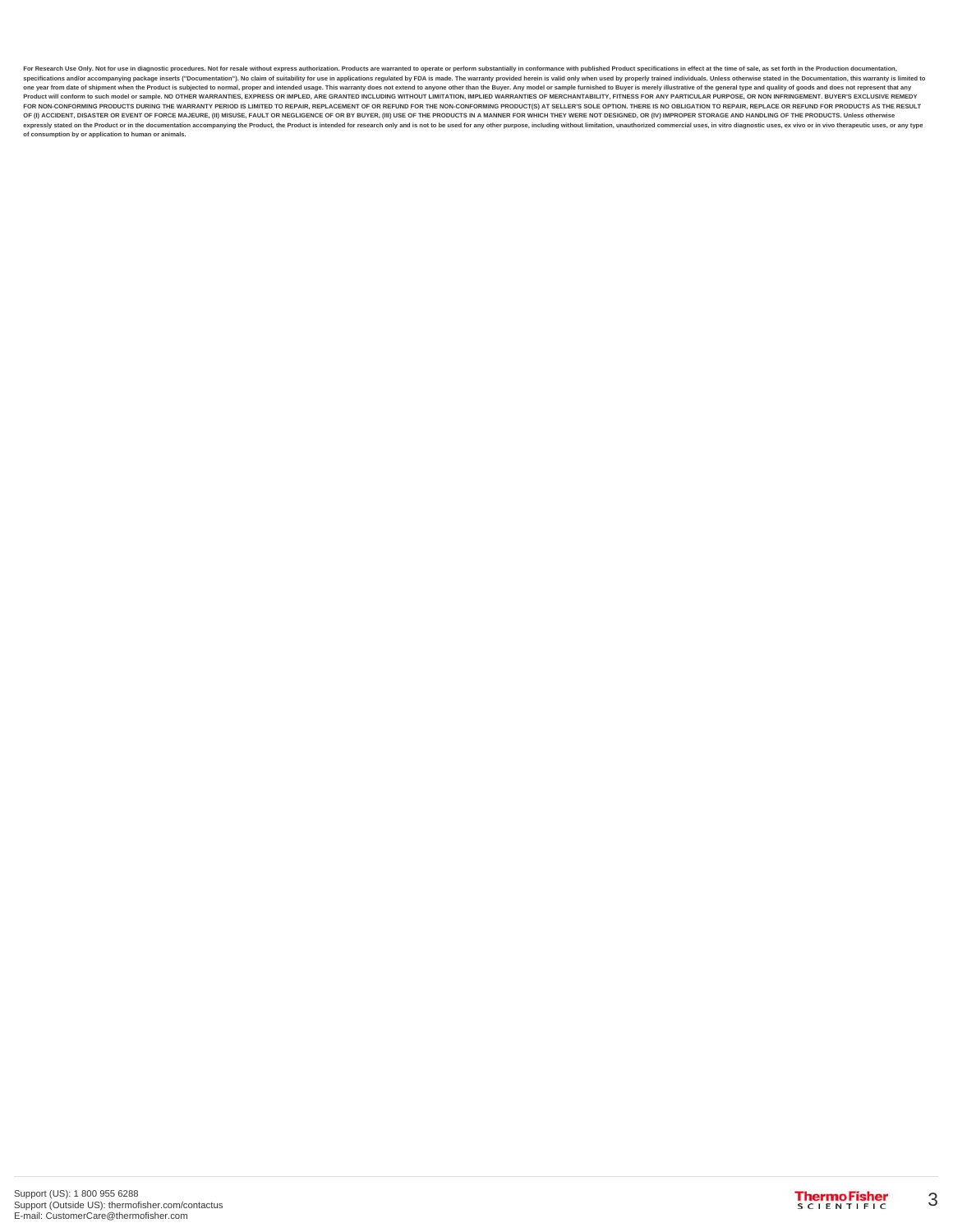**For Research Use Only. Not for use in diagnostic procedures. Not for resale without express authorization. Products are warranted to operate or perform substantially in conformance with published Product specifications in effect at the time of sale, as set forth in the Production documentation, specifications and/or accompanying package inserts ("Documentation"). No claim of suitability for use in applications regulated by FDA is made. The warranty provided herein is valid only when used by properly trained individuals. Unless otherwise stated in the Documentation, this warranty is limited to one year from date of shipment when the Product is subjected to normal, proper and intended usage. This warranty does not extend to anyone other than the Buyer. Any model or sample furnished to Buyer is merely illustrative of the general type and quality of goods and does not represent that any Product will conform to such model or sample. NO OTHER WARRANTIES, EXPRESS OR IMPLED, ARE GRANTED INCLUDING WITHOUT LIMITATION, IMPLIED WARRANTIES OF MERCHANTABILITY, FITNESS FOR ANY PARTICULAR PURPOSE, OR NON INFRINGEMENT. BUYER'S EXCLUSIVE REMEDY FOR NON-CONFORMING PRODUCTS DURING THE WARRANTY PERIOD IS LIMITED TO REPAIR, REPLACEMENT OF OR REFUND FOR THE NON-CONFORMING PRODUCT(S) AT SELLER'S SOLE OPTION. THERE IS NO OBLIGATION TO REPAIR, REPLACE OR REFUND FOR PRODUCTS AS THE RESULT OF (I) ACCIDENT, DISASTER OR EVENT OF FORCE MAJEURE, (II) MISUSE, FAULT OR NEGLIGENCE OF OR BY BUYER, (III) USE OF THE PRODUCTS IN A MANNER FOR WHICH THEY WERE NOT DESIGNED, OR (IV) IMPROPER STORAGE AND HANDLING OF THE PRODUCTS. Unless otherwise expressly stated on the Product or in the documentation accompanying the Product, the Product is intended for research only and is not to be used for any other purpose, including without limitation, unauthorized commercial uses, in vitro diagnostic uses, ex vivo or in vivo therapeutic uses, or any type of consumption by or application to human or animals.**

Support (US): 1 800 955 6288
Support (Outside US): thermofisher.com/contactus
E-mail: CustomerCare@thermofisher.com

ThermoFisher SCIENTIFIC